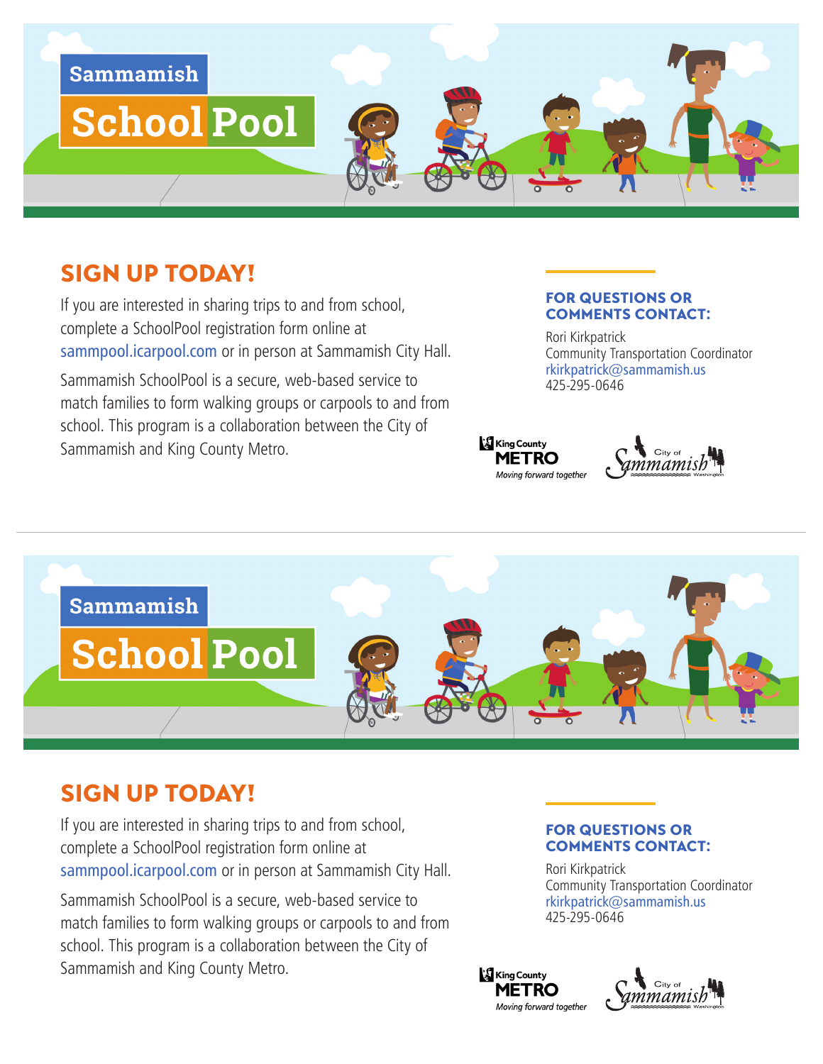# Sammamish School Pool

## SIGN UP TODAY!

If you are interested in sharing trips to and from school, complete a SchoolPool registration form online at sammpool.icarpool.com or in person at Sammamish City Hall.

Sammamish SchoolPool is a secure, web-based service to match families to form walking groups or carpools to and from school. This program is a collaboration between the City of Sammamish and King County Metro.

### FOR QUESTIONS OR COMMENTS CONTACT:

Rori Kirkpatrick
Community Transportation Coordinator
rkirkpatrick@sammamish.us
425-295-0646

King County METRO *Moving forward together*

City of Sammamish Washington

---

# Sammamish School Pool

## SIGN UP TODAY!

If you are interested in sharing trips to and from school, complete a SchoolPool registration form online at sammpool.icarpool.com or in person at Sammamish City Hall.

Sammamish SchoolPool is a secure, web-based service to match families to form walking groups or carpools to and from school. This program is a collaboration between the City of Sammamish and King County Metro.

### FOR QUESTIONS OR COMMENTS CONTACT:

Rori Kirkpatrick
Community Transportation Coordinator
rkirkpatrick@sammamish.us
425-295-0646

King County METRO *Moving forward together*

City of Sammamish Washington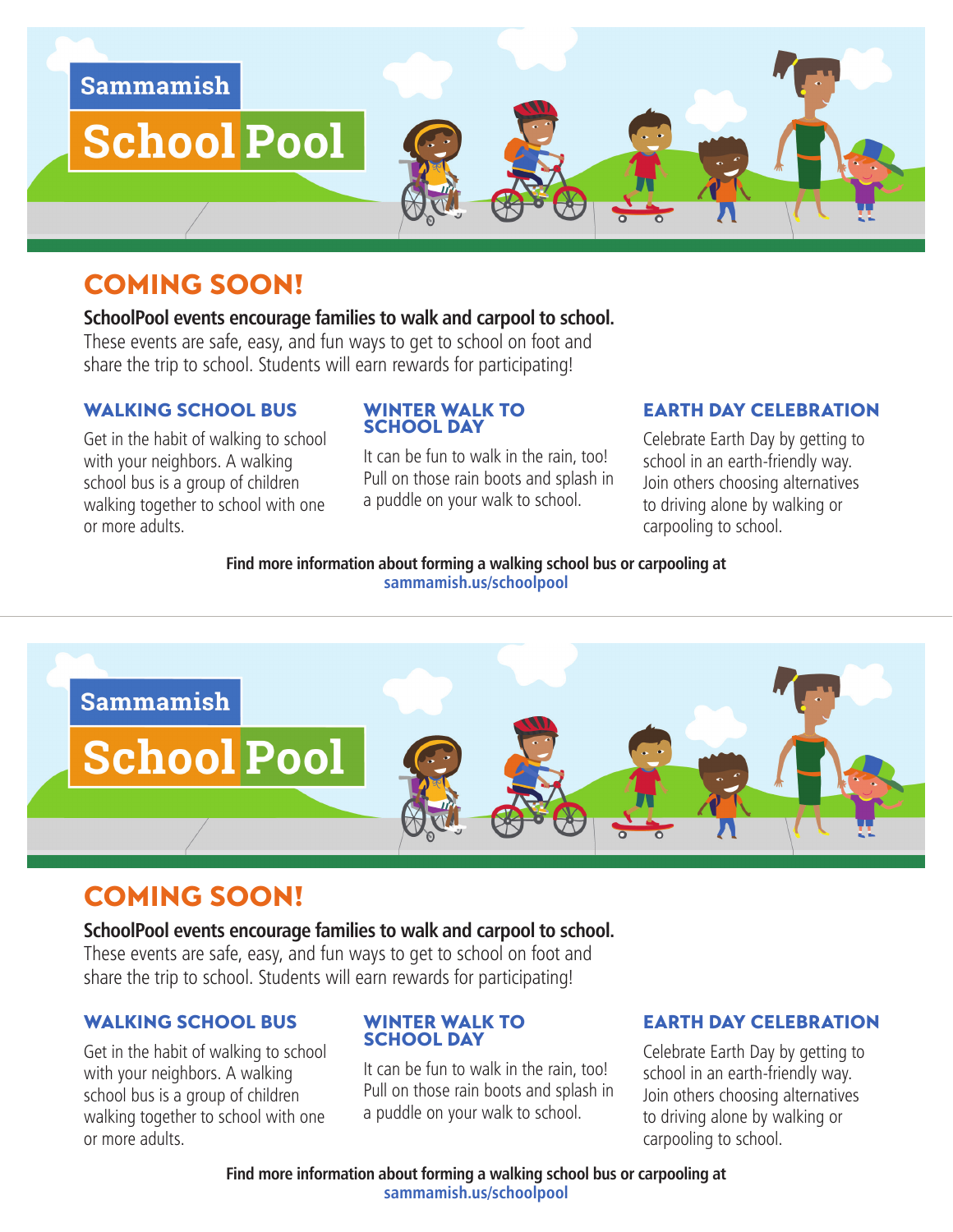Sammamish

# School Pool

## COMING SOON!

**SchoolPool events encourage families to walk and carpool to school.**
These events are safe, easy, and fun ways to get to school on foot and share the trip to school. Students will earn rewards for participating!

### WALKING SCHOOL BUS

Get in the habit of walking to school with your neighbors. A walking school bus is a group of children walking together to school with one or more adults.

### WINTER WALK TO SCHOOL DAY

It can be fun to walk in the rain, too! Pull on those rain boots and splash in a puddle on your walk to school.

### EARTH DAY CELEBRATION

Celebrate Earth Day by getting to school in an earth-friendly way. Join others choosing alternatives to driving alone by walking or carpooling to school.

**Find more information about forming a walking school bus or carpooling at**
**sammamish.us/schoolpool**

---

Sammamish

# School Pool

## COMING SOON!

**SchoolPool events encourage families to walk and carpool to school.**
These events are safe, easy, and fun ways to get to school on foot and share the trip to school. Students will earn rewards for participating!

### WALKING SCHOOL BUS

Get in the habit of walking to school with your neighbors. A walking school bus is a group of children walking together to school with one or more adults.

### WINTER WALK TO SCHOOL DAY

It can be fun to walk in the rain, too! Pull on those rain boots and splash in a puddle on your walk to school.

### EARTH DAY CELEBRATION

Celebrate Earth Day by getting to school in an earth-friendly way. Join others choosing alternatives to driving alone by walking or carpooling to school.

**Find more information about forming a walking school bus or carpooling at**
**sammamish.us/schoolpool**